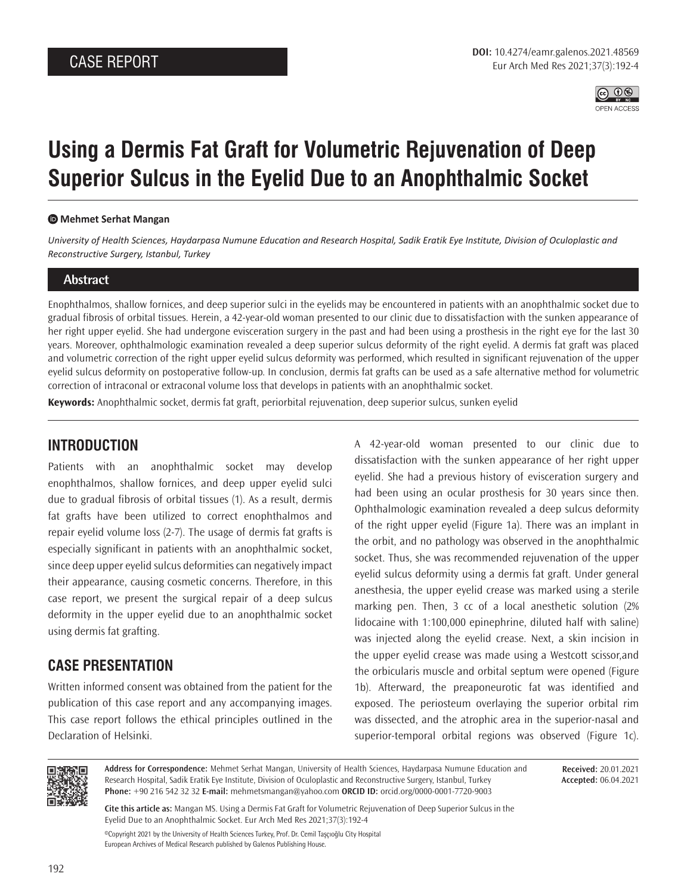CASE REPORT

DOI: 10.4274/eamr.galenos.2021.48569

# Using a Dermis Fat Graft for Volumetric Rejuvenation of Deep Superior Sulcus in the Eyelid Due to an Anophthalmic Socket

**Mehmet Serhat Mangan**

*University of Health Sciences, Haydarpasa Numune Education and Research Hospital, Sadik Eratik Eye Institute, Division of Oculoplastic and Reconstructive Surgery, Istanbul, Turkey*

## Abstract

Enophthalmos, shallow fornices, and deep superior sulci in the eyelids may be encountered in patients with an anophthalmic socket due to gradual fibrosis of orbital tissues. Herein, a 42-year-old woman presented to our clinic due to dissatisfaction with the sunken appearance of her right upper eyelid. She had undergone evisceration surgery in the past and had been using a prosthesis in the right eye for the last 30 years. Moreover, ophthalmologic examination revealed a deep superior sulcus deformity of the right eyelid. A dermis fat graft was placed and volumetric correction of the right upper eyelid sulcus deformity was performed, which resulted in significant rejuvenation of the upper eyelid sulcus deformity on postoperative follow-up. In conclusion, dermis fat grafts can be used as a safe alternative method for volumetric correction of intraconal or extraconal volume loss that develops in patients with an anophthalmic socket.

**Keywords:** Anophthalmic socket, dermis fat graft, periorbital rejuvenation, deep superior sulcus, sunken eyelid

## INTRODUCTION

Patients with an anophthalmic socket may develop enophthalmos, shallow fornices, and deep upper eyelid sulci due to gradual fibrosis of orbital tissues (1). As a result, dermis fat grafts have been utilized to correct enophthalmos and repair eyelid volume loss (2-7). The usage of dermis fat grafts is especially significant in patients with an anophthalmic socket, since deep upper eyelid sulcus deformities can negatively impact their appearance, causing cosmetic concerns. Therefore, in this case report, we present the surgical repair of a deep sulcus deformity in the upper eyelid due to an anophthalmic socket using dermis fat grafting.

## CASE PRESENTATION

Written informed consent was obtained from the patient for the publication of this case report and any accompanying images. This case report follows the ethical principles outlined in the Declaration of Helsinki.

A 42-year-old woman presented to our clinic due to dissatisfaction with the sunken appearance of her right upper eyelid. She had a previous history of evisceration surgery and had been using an ocular prosthesis for 30 years since then. Ophthalmologic examination revealed a deep sulcus deformity of the right upper eyelid (Figure 1a). There was an implant in the orbit, and no pathology was observed in the anophthalmic socket. Thus, she was recommended rejuvenation of the upper eyelid sulcus deformity using a dermis fat graft. Under general anesthesia, the upper eyelid crease was marked using a sterile marking pen. Then, 3 cc of a local anesthetic solution (2% lidocaine with 1:100,000 epinephrine, diluted half with saline) was injected along the eyelid crease. Next, a skin incision in the upper eyelid crease was made using a Westcott scissor,and the orbicularis muscle and orbital septum were opened (Figure 1b). Afterward, the preaponeurotic fat was identified and exposed. The periosteum overlaying the superior orbital rim was dissected, and the atrophic area in the superior-nasal and superior-temporal orbital regions was observed (Figure 1c).

**Address for Correspondence:** Mehmet Serhat Mangan, University of Health Sciences, Haydarpasa Numune Education and Research Hospital, Sadik Eratik Eye Institute, Division of Oculoplastic and Reconstructive Surgery, Istanbul, Turkey
**Phone:** +90 216 542 32 32 **E-mail:** mehmetsmangan@yahoo.com **ORCID ID:** orcid.org/0000-0001-7720-9003

**Received:** 20.01.2021
**Accepted:** 06.04.2021

**Cite this article as:** Mangan MS. Using a Dermis Fat Graft for Volumetric Rejuvenation of Deep Superior Sulcus in the Eyelid Due to an Anophthalmic Socket. Eur Arch Med Res 2021;37(3):192-4

©Copyright 2021 by the University of Health Sciences Turkey, Prof. Dr. Cemil Taşçıoğlu City Hospital
European Archives of Medical Research published by Galenos Publishing House.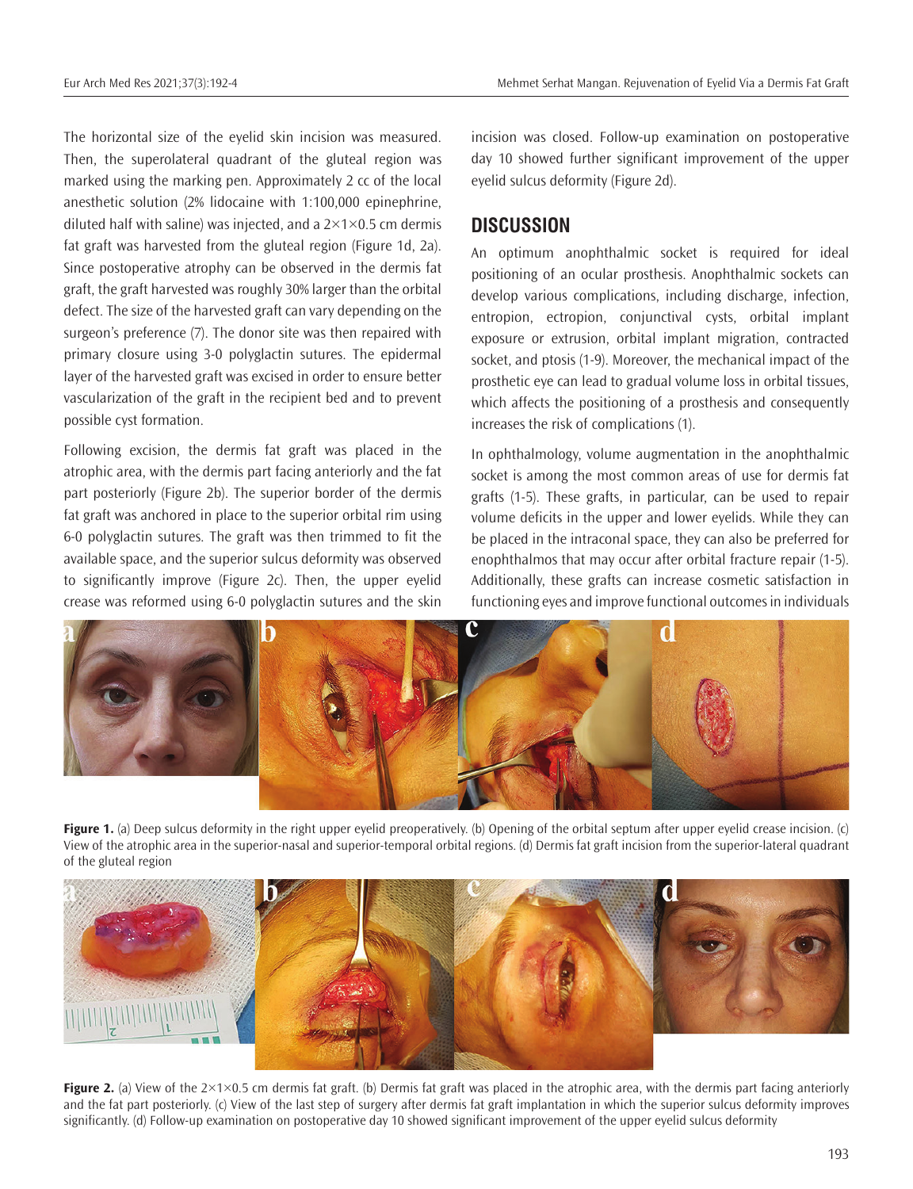The horizontal size of the eyelid skin incision was measured. Then, the superolateral quadrant of the gluteal region was marked using the marking pen. Approximately 2 cc of the local anesthetic solution (2% lidocaine with 1:100,000 epinephrine, diluted half with saline) was injected, and a 2×1×0.5 cm dermis fat graft was harvested from the gluteal region (Figure 1d, 2a). Since postoperative atrophy can be observed in the dermis fat graft, the graft harvested was roughly 30% larger than the orbital defect. The size of the harvested graft can vary depending on the surgeon's preference (7). The donor site was then repaired with primary closure using 3-0 polyglactin sutures. The epidermal layer of the harvested graft was excised in order to ensure better vascularization of the graft in the recipient bed and to prevent possible cyst formation.

Following excision, the dermis fat graft was placed in the atrophic area, with the dermis part facing anteriorly and the fat part posteriorly (Figure 2b). The superior border of the dermis fat graft was anchored in place to the superior orbital rim using 6-0 polyglactin sutures. The graft was then trimmed to fit the available space, and the superior sulcus deformity was observed to significantly improve (Figure 2c). Then, the upper eyelid crease was reformed using 6-0 polyglactin sutures and the skin incision was closed. Follow-up examination on postoperative day 10 showed further significant improvement of the upper eyelid sulcus deformity (Figure 2d).

## DISCUSSION

An optimum anophthalmic socket is required for ideal positioning of an ocular prosthesis. Anophthalmic sockets can develop various complications, including discharge, infection, entropion, ectropion, conjunctival cysts, orbital implant exposure or extrusion, orbital implant migration, contracted socket, and ptosis (1-9). Moreover, the mechanical impact of the prosthetic eye can lead to gradual volume loss in orbital tissues, which affects the positioning of a prosthesis and consequently increases the risk of complications (1).

In ophthalmology, volume augmentation in the anophthalmic socket is among the most common areas of use for dermis fat grafts (1-5). These grafts, in particular, can be used to repair volume deficits in the upper and lower eyelids. While they can be placed in the intraconal space, they can also be preferred for enophthalmos that may occur after orbital fracture repair (1-5). Additionally, these grafts can increase cosmetic satisfaction in functioning eyes and improve functional outcomes in individuals

**Figure 1.** (a) Deep sulcus deformity in the right upper eyelid preoperatively. (b) Opening of the orbital septum after upper eyelid crease incision. (c) View of the atrophic area in the superior-nasal and superior-temporal orbital regions. (d) Dermis fat graft incision from the superior-lateral quadrant of the gluteal region

**Figure 2.** (a) View of the 2×1×0.5 cm dermis fat graft. (b) Dermis fat graft was placed in the atrophic area, with the dermis part facing anteriorly and the fat part posteriorly. (c) View of the last step of surgery after dermis fat graft implantation in which the superior sulcus deformity improves significantly. (d) Follow-up examination on postoperative day 10 showed significant improvement of the upper eyelid sulcus deformity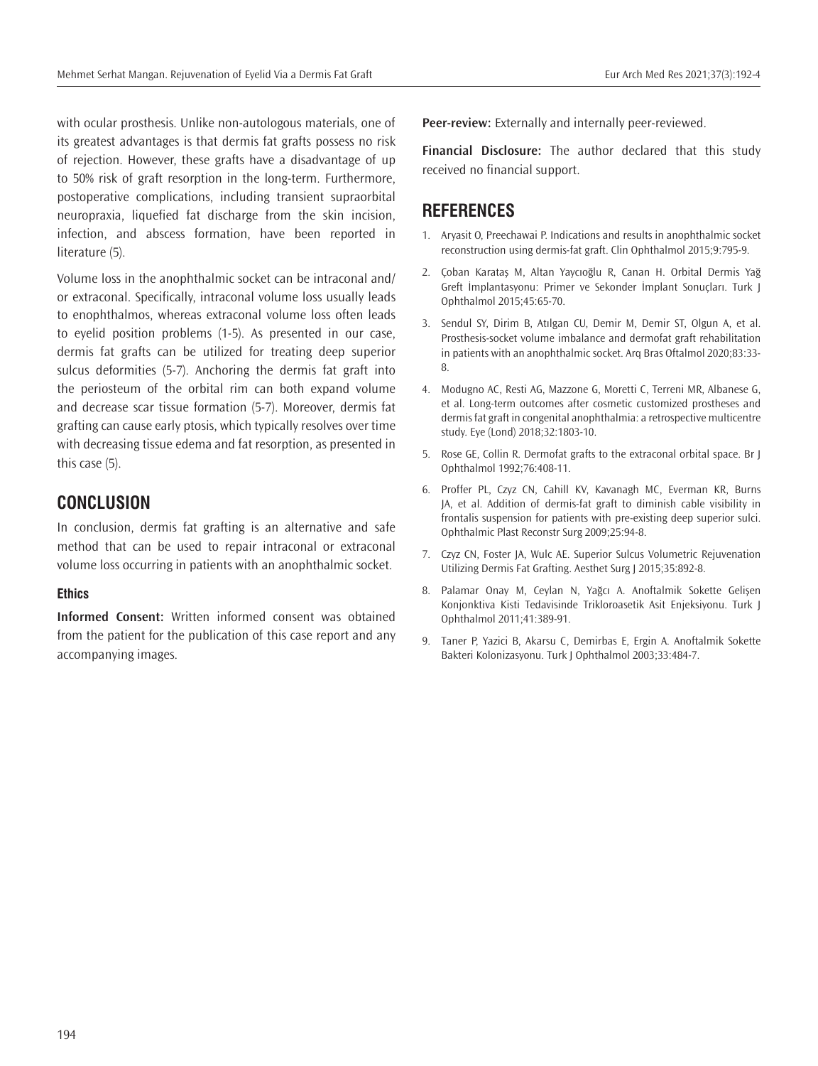with ocular prosthesis. Unlike non-autologous materials, one of its greatest advantages is that dermis fat grafts possess no risk of rejection. However, these grafts have a disadvantage of up to 50% risk of graft resorption in the long-term. Furthermore, postoperative complications, including transient supraorbital neuropraxia, liquefied fat discharge from the skin incision, infection, and abscess formation, have been reported in literature (5).

Volume loss in the anophthalmic socket can be intraconal and/or extraconal. Specifically, intraconal volume loss usually leads to enophthalmos, whereas extraconal volume loss often leads to eyelid position problems (1-5). As presented in our case, dermis fat grafts can be utilized for treating deep superior sulcus deformities (5-7). Anchoring the dermis fat graft into the periosteum of the orbital rim can both expand volume and decrease scar tissue formation (5-7). Moreover, dermis fat grafting can cause early ptosis, which typically resolves over time with decreasing tissue edema and fat resorption, as presented in this case (5).

## CONCLUSION

In conclusion, dermis fat grafting is an alternative and safe method that can be used to repair intraconal or extraconal volume loss occurring in patients with an anophthalmic socket.

### Ethics

**Informed Consent:** Written informed consent was obtained from the patient for the publication of this case report and any accompanying images.

**Peer-review:** Externally and internally peer-reviewed.

**Financial Disclosure:** The author declared that this study received no financial support.

## REFERENCES

1. Aryasit O, Preechawai P. Indications and results in anophthalmic socket reconstruction using dermis-fat graft. Clin Ophthalmol 2015;9:795-9.
2. Çoban Karataş M, Altan Yaycıoğlu R, Canan H. Orbital Dermis Yağ Greft İmplantasyonu: Primer ve Sekonder İmplant Sonuçları. Turk J Ophthalmol 2015;45:65-70.
3. Sendul SY, Dirim B, Atılgan CU, Demir M, Demir ST, Olgun A, et al. Prosthesis-socket volume imbalance and dermofat graft rehabilitation in patients with an anophthalmic socket. Arq Bras Oftalmol 2020;83:33-8.
4. Modugno AC, Resti AG, Mazzone G, Moretti C, Terreni MR, Albanese G, et al. Long-term outcomes after cosmetic customized prostheses and dermis fat graft in congenital anophthalmia: a retrospective multicentre study. Eye (Lond) 2018;32:1803-10.
5. Rose GE, Collin R. Dermofat grafts to the extraconal orbital space. Br J Ophthalmol 1992;76:408-11.
6. Proffer PL, Czyz CN, Cahill KV, Kavanagh MC, Everman KR, Burns JA, et al. Addition of dermis-fat graft to diminish cable visibility in frontalis suspension for patients with pre-existing deep superior sulci. Ophthalmic Plast Reconstr Surg 2009;25:94-8.
7. Czyz CN, Foster JA, Wulc AE. Superior Sulcus Volumetric Rejuvenation Utilizing Dermis Fat Grafting. Aesthet Surg J 2015;35:892-8.
8. Palamar Onay M, Ceylan N, Yağcı A. Anoftalmik Sokette Gelişen Konjonktiva Kisti Tedavisinde Trikloroasetik Asit Enjeksiyonu. Turk J Ophthalmol 2011;41:389-91.
9. Taner P, Yazici B, Akarsu C, Demirbas E, Ergin A. Anoftalmik Sokette Bakteri Kolonizasyonu. Turk J Ophthalmol 2003;33:484-7.